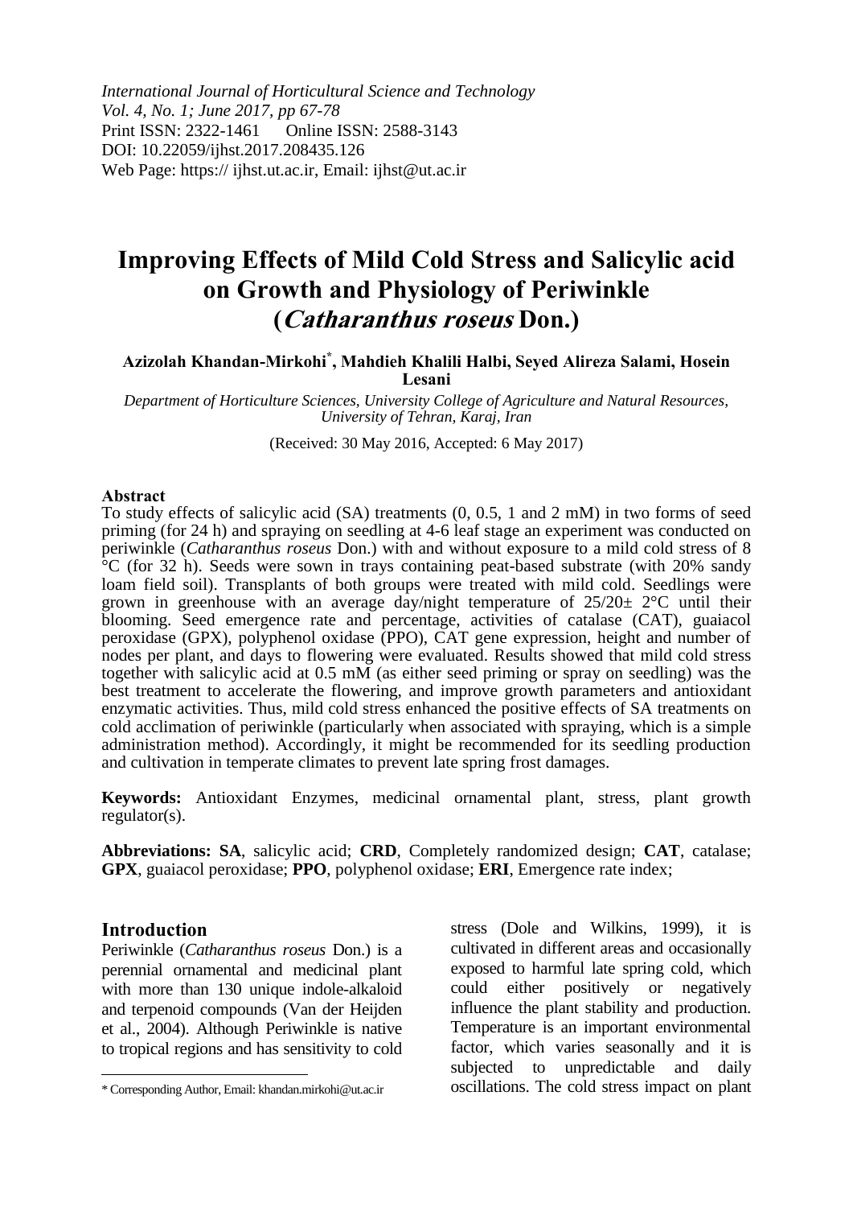International Journal of Horticultural Science and Technology
*Vol. 4, No. 1; June 2017, pp 67-78*
Print ISSN: 2322-1461 Online ISSN: 2588-3143
DOI: 10.22059/ijhst.2017.208435.126
Web Page: https:// ijhst.ut.ac.ir, Email: ijhst@ut.ac.ir

# Improving Effects of Mild Cold Stress and Salicylic acid on Growth and Physiology of Periwinkle (*Catharanthus roseus* Don.)

**Azizolah Khandan-Mirkohi*, Mahdieh Khalili Halbi, Seyed Alireza Salami, Hosein Lesani**

*Department of Horticulture Sciences, University College of Agriculture and Natural Resources, University of Tehran, Karaj, Iran*

(Received: 30 May 2016, Accepted: 6 May 2017)

## Abstract

To study effects of salicylic acid (SA) treatments (0, 0.5, 1 and 2 mM) in two forms of seed priming (for 24 h) and spraying on seedling at 4-6 leaf stage an experiment was conducted on periwinkle (*Catharanthus roseus* Don.) with and without exposure to a mild cold stress of 8 °C (for 32 h). Seeds were sown in trays containing peat-based substrate (with 20% sandy loam field soil). Transplants of both groups were treated with mild cold. Seedlings were grown in greenhouse with an average day/night temperature of 25/20± 2°C until their blooming. Seed emergence rate and percentage, activities of catalase (CAT), guaiacol peroxidase (GPX), polyphenol oxidase (PPO), CAT gene expression, height and number of nodes per plant, and days to flowering were evaluated. Results showed that mild cold stress together with salicylic acid at 0.5 mM (as either seed priming or spray on seedling) was the best treatment to accelerate the flowering, and improve growth parameters and antioxidant enzymatic activities. Thus, mild cold stress enhanced the positive effects of SA treatments on cold acclimation of periwinkle (particularly when associated with spraying, which is a simple administration method). Accordingly, it might be recommended for its seedling production and cultivation in temperate climates to prevent late spring frost damages.

**Keywords:** Antioxidant Enzymes, medicinal ornamental plant, stress, plant growth regulator(s).

**Abbreviations: SA**, salicylic acid; **CRD**, Completely randomized design; **CAT**, catalase; **GPX**, guaiacol peroxidase; **PPO**, polyphenol oxidase; **ERI**, Emergence rate index;

## Introduction

Periwinkle (*Catharanthus roseus* Don.) is a perennial ornamental and medicinal plant with more than 130 unique indole-alkaloid and terpenoid compounds (Van der Heijden et al., 2004). Although Periwinkle is native to tropical regions and has sensitivity to cold stress (Dole and Wilkins, 1999), it is cultivated in different areas and occasionally exposed to harmful late spring cold, which could either positively or negatively influence the plant stability and production. Temperature is an important environmental factor, which varies seasonally and it is subjected to unpredictable and daily oscillations. The cold stress impact on plant

* Corresponding Author, Email: khandan.mirkohi@ut.ac.ir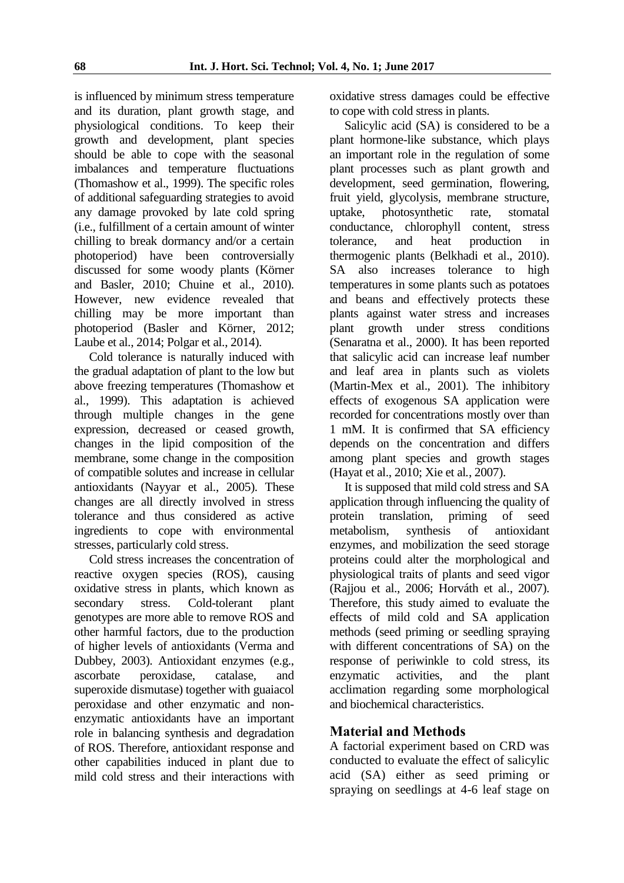is influenced by minimum stress temperature and its duration, plant growth stage, and physiological conditions. To keep their growth and development, plant species should be able to cope with the seasonal imbalances and temperature fluctuations (Thomashow et al., 1999). The specific roles of additional safeguarding strategies to avoid any damage provoked by late cold spring (i.e., fulfillment of a certain amount of winter chilling to break dormancy and/or a certain photoperiod) have been controversially discussed for some woody plants (Körner and Basler, 2010; Chuine et al., 2010). However, new evidence revealed that chilling may be more important than photoperiod (Basler and Körner, 2012; Laube et al., 2014; Polgar et al., 2014).

Cold tolerance is naturally induced with the gradual adaptation of plant to the low but above freezing temperatures (Thomashow et al., 1999). This adaptation is achieved through multiple changes in the gene expression, decreased or ceased growth, changes in the lipid composition of the membrane, some change in the composition of compatible solutes and increase in cellular antioxidants (Nayyar et al., 2005). These changes are all directly involved in stress tolerance and thus considered as active ingredients to cope with environmental stresses, particularly cold stress.

Cold stress increases the concentration of reactive oxygen species (ROS), causing oxidative stress in plants, which known as secondary stress. Cold-tolerant plant genotypes are more able to remove ROS and other harmful factors, due to the production of higher levels of antioxidants (Verma and Dubbey, 2003). Antioxidant enzymes (e.g., ascorbate peroxidase, catalase, and superoxide dismutase) together with guaiacol peroxidase and other enzymatic and non-enzymatic antioxidants have an important role in balancing synthesis and degradation of ROS. Therefore, antioxidant response and other capabilities induced in plant due to mild cold stress and their interactions with oxidative stress damages could be effective to cope with cold stress in plants.

Salicylic acid (SA) is considered to be a plant hormone-like substance, which plays an important role in the regulation of some plant processes such as plant growth and development, seed germination, flowering, fruit yield, glycolysis, membrane structure, uptake, photosynthetic rate, stomatal conductance, chlorophyll content, stress tolerance, and heat production in thermogenic plants (Belkhadi et al., 2010). SA also increases tolerance to high temperatures in some plants such as potatoes and beans and effectively protects these plants against water stress and increases plant growth under stress conditions (Senaratna et al., 2000). It has been reported that salicylic acid can increase leaf number and leaf area in plants such as violets (Martin-Mex et al., 2001). The inhibitory effects of exogenous SA application were recorded for concentrations mostly over than 1 mM. It is confirmed that SA efficiency depends on the concentration and differs among plant species and growth stages (Hayat et al., 2010; Xie et al., 2007).

It is supposed that mild cold stress and SA application through influencing the quality of protein translation, priming of seed metabolism, synthesis of antioxidant enzymes, and mobilization the seed storage proteins could alter the morphological and physiological traits of plants and seed vigor (Rajjou et al., 2006; Horváth et al., 2007). Therefore, this study aimed to evaluate the effects of mild cold and SA application methods (seed priming or seedling spraying with different concentrations of SA) on the response of periwinkle to cold stress, its enzymatic activities, and the plant acclimation regarding some morphological and biochemical characteristics.

## Material and Methods

A factorial experiment based on CRD was conducted to evaluate the effect of salicylic acid (SA) either as seed priming or spraying on seedlings at 4-6 leaf stage on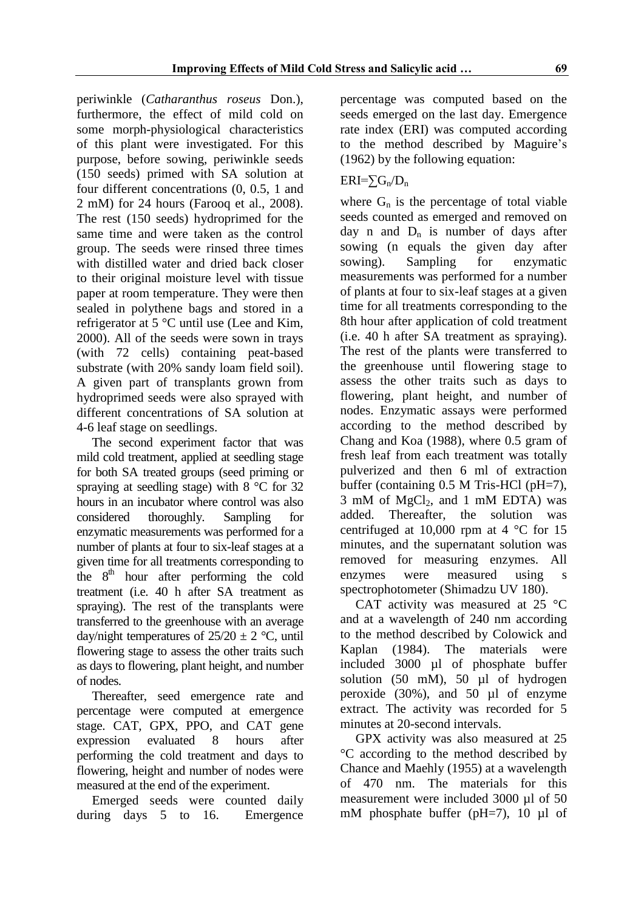periwinkle (*Catharanthus roseus* Don.), furthermore, the effect of mild cold on some morph-physiological characteristics of this plant were investigated. For this purpose, before sowing, periwinkle seeds (150 seeds) primed with SA solution at four different concentrations (0, 0.5, 1 and 2 mM) for 24 hours (Farooq et al., 2008). The rest (150 seeds) hydroprimed for the same time and were taken as the control group. The seeds were rinsed three times with distilled water and dried back closer to their original moisture level with tissue paper at room temperature. They were then sealed in polythene bags and stored in a refrigerator at 5 °C until use (Lee and Kim, 2000). All of the seeds were sown in trays (with 72 cells) containing peat-based substrate (with 20% sandy loam field soil). A given part of transplants grown from hydroprimed seeds were also sprayed with different concentrations of SA solution at 4-6 leaf stage on seedlings.

The second experiment factor that was mild cold treatment, applied at seedling stage for both SA treated groups (seed priming or spraying at seedling stage) with 8 °C for 32 hours in an incubator where control was also considered thoroughly. Sampling for enzymatic measurements was performed for a number of plants at four to six-leaf stages at a given time for all treatments corresponding to the $8^{th}$ hour after performing the cold treatment (i.e. 40 h after SA treatment as spraying). The rest of the transplants were transferred to the greenhouse with an average day/night temperatures of 25/20 ± 2 °C, until flowering stage to assess the other traits such as days to flowering, plant height, and number of nodes.

Thereafter, seed emergence rate and percentage were computed at emergence stage. CAT, GPX, PPO, and CAT gene expression evaluated 8 hours after performing the cold treatment and days to flowering, height and number of nodes were measured at the end of the experiment.

Emerged seeds were counted daily during days 5 to 16. Emergence percentage was computed based on the seeds emerged on the last day. Emergence rate index (ERI) was computed according to the method described by Maguire's (1962) by the following equation:

$$ERI=\sum G_n/D_n$$

where $G_n$ is the percentage of total viable seeds counted as emerged and removed on day n and $D_n$ is number of days after sowing (n equals the given day after sowing). Sampling for enzymatic measurements was performed for a number of plants at four to six-leaf stages at a given time for all treatments corresponding to the 8th hour after application of cold treatment (i.e. 40 h after SA treatment as spraying). The rest of the plants were transferred to the greenhouse until flowering stage to assess the other traits such as days to flowering, plant height, and number of nodes. Enzymatic assays were performed according to the method described by Chang and Koa (1988), where 0.5 gram of fresh leaf from each treatment was totally pulverized and then 6 ml of extraction buffer (containing 0.5 M Tris-HCl (pH=7), 3 mM of $MgCl_2$, and 1 mM EDTA) was added. Thereafter, the solution was centrifuged at 10,000 rpm at 4 °C for 15 minutes, and the supernatant solution was removed for measuring enzymes. All enzymes were measured using s spectrophotometer (Shimadzu UV 180).

CAT activity was measured at 25 °C and at a wavelength of 240 nm according to the method described by Colowick and Kaplan (1984). The materials were included 3000 µl of phosphate buffer solution (50 mM), 50 µl of hydrogen peroxide (30%), and 50 µl of enzyme extract. The activity was recorded for 5 minutes at 20-second intervals.

GPX activity was also measured at 25 °C according to the method described by Chance and Maehly (1955) at a wavelength of 470 nm. The materials for this measurement were included 3000 µl of 50 mM phosphate buffer (pH=7), 10 µl of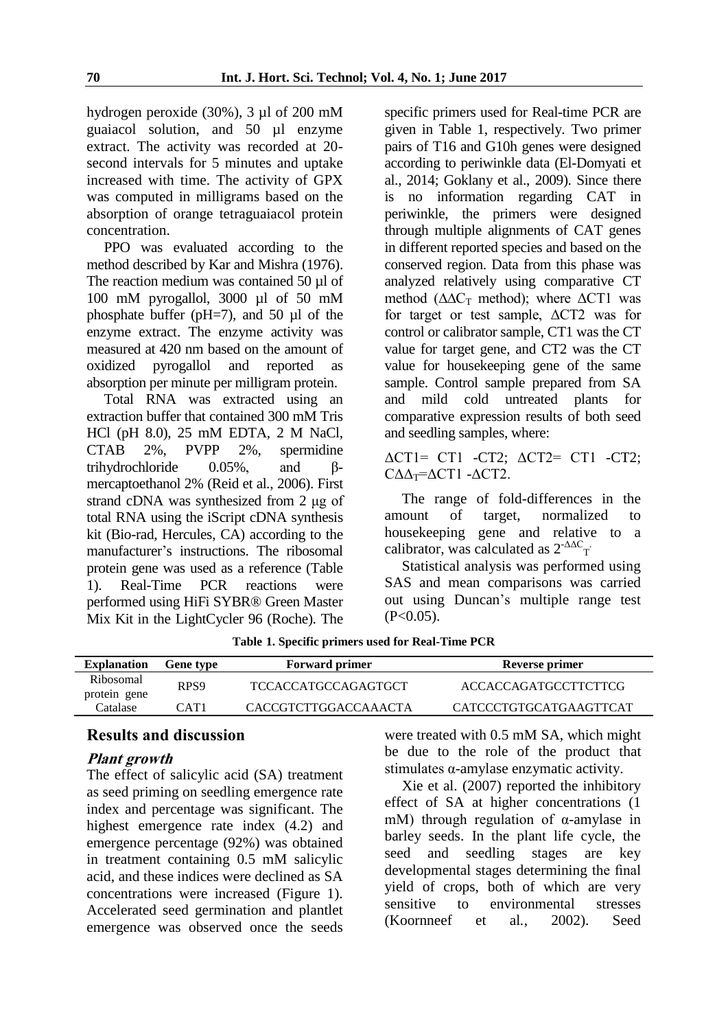hydrogen peroxide (30%), 3 µl of 200 mM guaiacol solution, and 50 µl enzyme extract. The activity was recorded at 20-second intervals for 5 minutes and uptake increased with time. The activity of GPX was computed in milligrams based on the absorption of orange tetraguaiacol protein concentration.

PPO was evaluated according to the method described by Kar and Mishra (1976). The reaction medium was contained 50 µl of 100 mM pyrogallol, 3000 µl of 50 mM phosphate buffer (pH=7), and 50 µl of the enzyme extract. The enzyme activity was measured at 420 nm based on the amount of oxidized pyrogallol and reported as absorption per minute per milligram protein.

Total RNA was extracted using an extraction buffer that contained 300 mM Tris HCl (pH 8.0), 25 mM EDTA, 2 M NaCl, CTAB 2%, PVPP 2%, spermidine trihydrochloride 0.05%, and β-mercaptoethanol 2% (Reid et al., 2006). First strand cDNA was synthesized from 2 µg of total RNA using the iScript cDNA synthesis kit (Bio-rad, Hercules, CA) according to the manufacturer's instructions. The ribosomal protein gene was used as a reference (Table 1). Real-Time PCR reactions were performed using HiFi SYBR® Green Master Mix Kit in the LightCycler 96 (Roche). The specific primers used for Real-time PCR are given in Table 1, respectively. Two primer pairs of T16 and G10h genes were designed according to periwinkle data (El-Domyati et al., 2014; Goklany et al., 2009). Since there is no information regarding CAT in periwinkle, the primers were designed through multiple alignments of CAT genes in different reported species and based on the conserved region. Data from this phase was analyzed relatively using comparative CT method ($\Delta\Delta C_T$ method); where ΔCT1 was for target or test sample, ΔCT2 was for control or calibrator sample, CT1 was the CT value for target gene, and CT2 was the CT value for housekeeping gene of the same sample. Control sample prepared from SA and mild cold untreated plants for comparative expression results of both seed and seedling samples, where:

ΔCT1= CT1 -CT2; ΔCT2= CT1 -CT2; $C\Delta\Delta_T$=ΔCT1 -ΔCT2.

The range of fold-differences in the amount of target, normalized to housekeeping gene and relative to a calibrator, was calculated as $2^{-\Delta\Delta C_T}$.

Statistical analysis was performed using SAS and mean comparisons was carried out using Duncan's multiple range test ($P<0.05$).

**Table 1. Specific primers used for Real-Time PCR**

| Explanation | Gene type | Forward primer | Reverse primer |
|---|---|---|---|
| Ribosomal protein gene | RPS9 | TCCACCATGCCAGAGTGCT | ACCACCAGATGCCTTCTTCG |
| Catalase | CAT1 | CACCGTCTTGGACCAAACTA | CATCCCTGTGCATGAAGTTCAT |

## Results and discussion

### *Plant growth*

The effect of salicylic acid (SA) treatment as seed priming on seedling emergence rate index and percentage was significant. The highest emergence rate index (4.2) and emergence percentage (92%) was obtained in treatment containing 0.5 mM salicylic acid, and these indices were declined as SA concentrations were increased (Figure 1). Accelerated seed germination and plantlet emergence was observed once the seeds were treated with 0.5 mM SA, which might be due to the role of the product that stimulates α-amylase enzymatic activity.

Xie et al. (2007) reported the inhibitory effect of SA at higher concentrations (1 mM) through regulation of α-amylase in barley seeds. In the plant life cycle, the seed and seedling stages are key developmental stages determining the final yield of crops, both of which are very sensitive to environmental stresses (Koornneef et al., 2002). Seed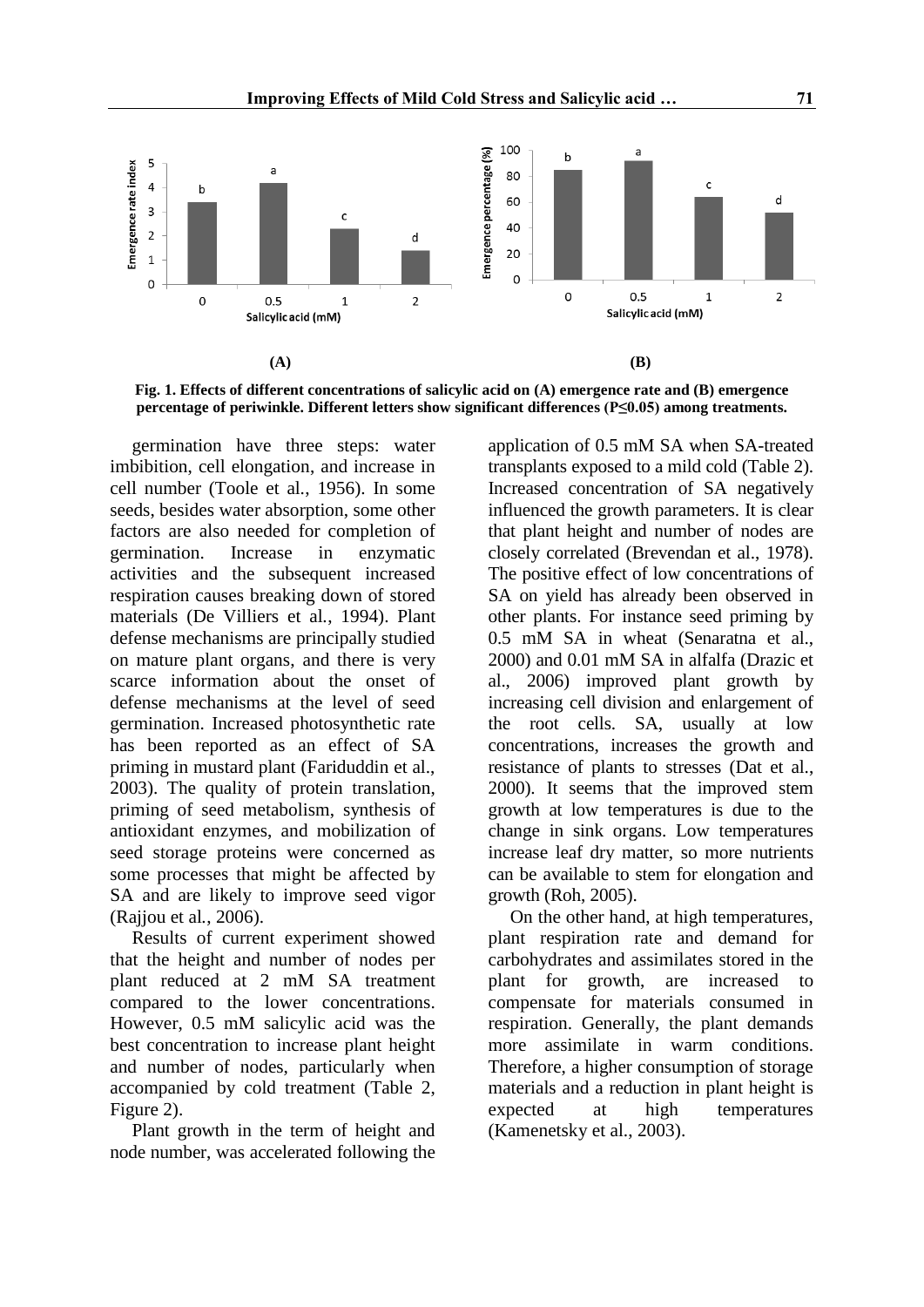Fig. 1. Effects of different concentrations of salicylic acid on (A) emergence rate and (B) emergence percentage of periwinkle. Different letters show significant differences (P≤0.05) among treatments.

germination have three steps: water imbibition, cell elongation, and increase in cell number (Toole et al., 1956). In some seeds, besides water absorption, some other factors are also needed for completion of germination. Increase in enzymatic activities and the subsequent increased respiration causes breaking down of stored materials (De Villiers et al., 1994). Plant defense mechanisms are principally studied on mature plant organs, and there is very scarce information about the onset of defense mechanisms at the level of seed germination. Increased photosynthetic rate has been reported as an effect of SA priming in mustard plant (Fariduddin et al., 2003). The quality of protein translation, priming of seed metabolism, synthesis of antioxidant enzymes, and mobilization of seed storage proteins were concerned as some processes that might be affected by SA and are likely to improve seed vigor (Rajjou et al., 2006).

Results of current experiment showed that the height and number of nodes per plant reduced at 2 mM SA treatment compared to the lower concentrations. However, 0.5 mM salicylic acid was the best concentration to increase plant height and number of nodes, particularly when accompanied by cold treatment (Table 2, Figure 2).

Plant growth in the term of height and node number, was accelerated following the application of 0.5 mM SA when SA-treated transplants exposed to a mild cold (Table 2). Increased concentration of SA negatively influenced the growth parameters. It is clear that plant height and number of nodes are closely correlated (Brevendan et al., 1978). The positive effect of low concentrations of SA on yield has already been observed in other plants. For instance seed priming by 0.5 mM SA in wheat (Senaratna et al., 2000) and 0.01 mM SA in alfalfa (Drazic et al., 2006) improved plant growth by increasing cell division and enlargement of the root cells. SA, usually at low concentrations, increases the growth and resistance of plants to stresses (Dat et al., 2000). It seems that the improved stem growth at low temperatures is due to the change in sink organs. Low temperatures increase leaf dry matter, so more nutrients can be available to stem for elongation and growth (Roh, 2005).

On the other hand, at high temperatures, plant respiration rate and demand for carbohydrates and assimilates stored in the plant for growth, are increased to compensate for materials consumed in respiration. Generally, the plant demands more assimilate in warm conditions. Therefore, a higher consumption of storage materials and a reduction in plant height is expected at high temperatures (Kamenetsky et al., 2003).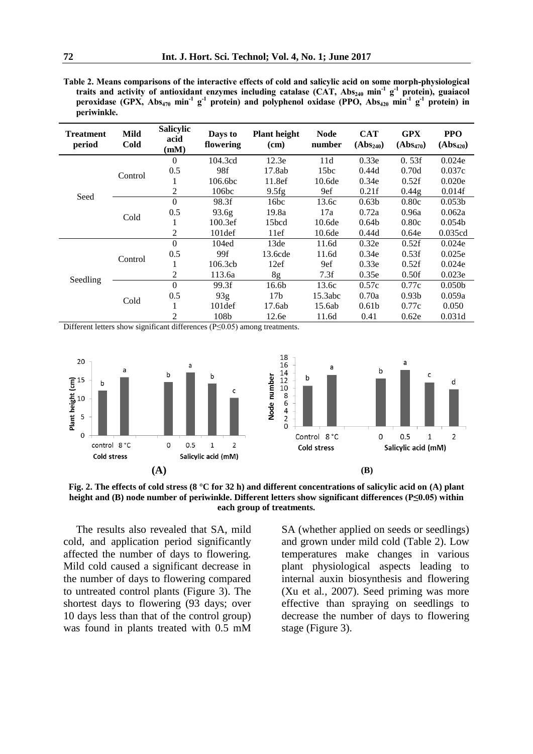**Table 2. Means comparisons of the interactive effects of cold and salicylic acid on some morph-physiological traits and activity of antioxidant enzymes including catalase (CAT, $Abs_{240}$ $min^{-1}$ $g^{-1}$ protein), guaiacol peroxidase (GPX, $Abs_{470}$ $min^{-1}$ $g^{-1}$ protein) and polyphenol oxidase (PPO, $Abs_{420}$ $min^{-1}$ $g^{-1}$ protein) in periwinkle.**

| Treatment period | Mild Cold | Salicylic acid (mM) | Days to flowering | Plant height (cm) | Node number | CAT ($Abs_{240}$) | GPX ($Abs_{470}$) | PPO ($Abs_{420}$) |
|---|---|---|---|---|---|---|---|---|
| Seed | Control | 0 | 104.3cd | 12.3e | 11d | 0.33e | 0. 53f | 0.024e |
| | | 0.5 | 98f | 17.8ab | 15bc | 0.44d | 0.70d | 0.037c |
| | | 1 | 106.6bc | 11.8ef | 10.6de | 0.34e | 0.52f | 0.020e |
| | | 2 | 106bc | 9.5fg | 9ef | 0.21f | 0.44g | 0.014f |
| | Cold | 0 | 98.3f | 16bc | 13.6c | 0.63b | 0.80c | 0.053b |
| | | 0.5 | 93.6g | 19.8a | 17a | 0.72a | 0.96a | 0.062a |
| | | 1 | 100.3ef | 15bcd | 10.6de | 0.64b | 0.80c | 0.054b |
| | | 2 | 101def | 11ef | 10.6de | 0.44d | 0.64e | 0.035cd |
| Seedling | Control | 0 | 104ed | 13de | 11.6d | 0.32e | 0.52f | 0.024e |
| | | 0.5 | 99f | 13.6cde | 11.6d | 0.34e | 0.53f | 0.025e |
| | | 1 | 106.3cb | 12ef | 9ef | 0.33e | 0.52f | 0.024e |
| | | 2 | 113.6a | 8g | 7.3f | 0.35e | 0.50f | 0.023e |
| | Cold | 0 | 99.3f | 16.6b | 13.6c | 0.57c | 0.77c | 0.050b |
| | | 0.5 | 93g | 17b | 15.3abc | 0.70a | 0.93b | 0.059a |
| | | 1 | 101def | 17.6ab | 15.6ab | 0.61b | 0.77c | 0.050 |
| | | 2 | 108b | 12.6e | 11.6d | 0.41 | 0.62e | 0.031d |

Different letters show significant differences ($P \leq 0.05$) among treatments.

**(A)** **(B)**

**Fig. 2. The effects of cold stress (8 °C for 32 h) and different concentrations of salicylic acid on (A) plant height and (B) node number of periwinkle. Different letters show significant differences ($P \leq 0.05$) within each group of treatments.**

The results also revealed that SA, mild cold, and application period significantly affected the number of days to flowering. Mild cold caused a significant decrease in the number of days to flowering compared to untreated control plants (Figure 3). The shortest days to flowering (93 days; over 10 days less than that of the control group) was found in plants treated with 0.5 mM SA (whether applied on seeds or seedlings) and grown under mild cold (Table 2). Low temperatures make changes in various plant physiological aspects leading to internal auxin biosynthesis and flowering (Xu et al., 2007). Seed priming was more effective than spraying on seedlings to decrease the number of days to flowering stage (Figure 3).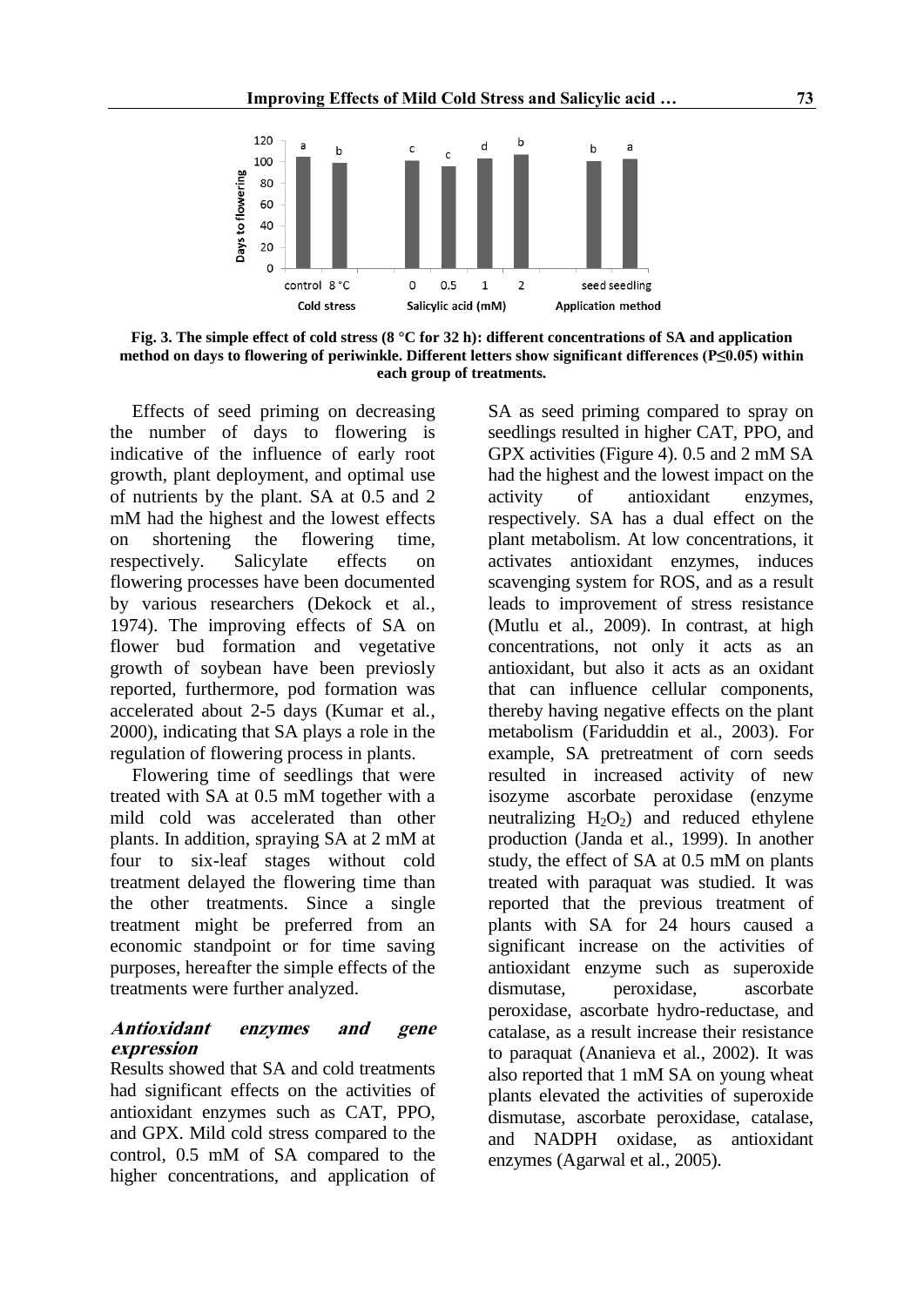**Fig. 3. The simple effect of cold stress (8 °C for 32 h): different concentrations of SA and application method on days to flowering of periwinkle. Different letters show significant differences (P≤0.05) within each group of treatments.**

Effects of seed priming on decreasing the number of days to flowering is indicative of the influence of early root growth, plant deployment, and optimal use of nutrients by the plant. SA at 0.5 and 2 mM had the highest and the lowest effects on shortening the flowering time, respectively. Salicylate effects on flowering processes have been documented by various researchers (Dekock et al., 1974). The improving effects of SA on flower bud formation and vegetative growth of soybean have been previously reported, furthermore, pod formation was accelerated about 2-5 days (Kumar et al., 2000), indicating that SA plays a role in the regulation of flowering process in plants.

Flowering time of seedlings that were treated with SA at 0.5 mM together with a mild cold was accelerated than other plants. In addition, spraying SA at 2 mM at four to six-leaf stages without cold treatment delayed the flowering time than the other treatments. Since a single treatment might be preferred from an economic standpoint or for time saving purposes, hereafter the simple effects of the treatments were further analyzed.

### *Antioxidant enzymes and gene expression*

Results showed that SA and cold treatments had significant effects on the activities of antioxidant enzymes such as CAT, PPO, and GPX. Mild cold stress compared to the control, 0.5 mM of SA compared to the higher concentrations, and application of SA as seed priming compared to spray on seedlings resulted in higher CAT, PPO, and GPX activities (Figure 4). 0.5 and 2 mM SA had the highest and the lowest impact on the activity of antioxidant enzymes, respectively. SA has a dual effect on the plant metabolism. At low concentrations, it activates antioxidant enzymes, induces scavenging system for ROS, and as a result leads to improvement of stress resistance (Mutlu et al., 2009). In contrast, at high concentrations, not only it acts as an antioxidant, but also it acts as an oxidant that can influence cellular components, thereby having negative effects on the plant metabolism (Fariduddin et al., 2003). For example, SA pretreatment of corn seeds resulted in increased activity of new isozyme ascorbate peroxidase (enzyme neutralizing $H_2O_2$) and reduced ethylene production (Janda et al., 1999). In another study, the effect of SA at 0.5 mM on plants treated with paraquat was studied. It was reported that the previous treatment of plants with SA for 24 hours caused a significant increase on the activities of antioxidant enzyme such as superoxide dismutase, peroxidase, ascorbate peroxidase, ascorbate hydro-reductase, and catalase, as a result increase their resistance to paraquat (Ananieva et al., 2002). It was also reported that 1 mM SA on young wheat plants elevated the activities of superoxide dismutase, ascorbate peroxidase, catalase, and NADPH oxidase, as antioxidant enzymes (Agarwal et al., 2005).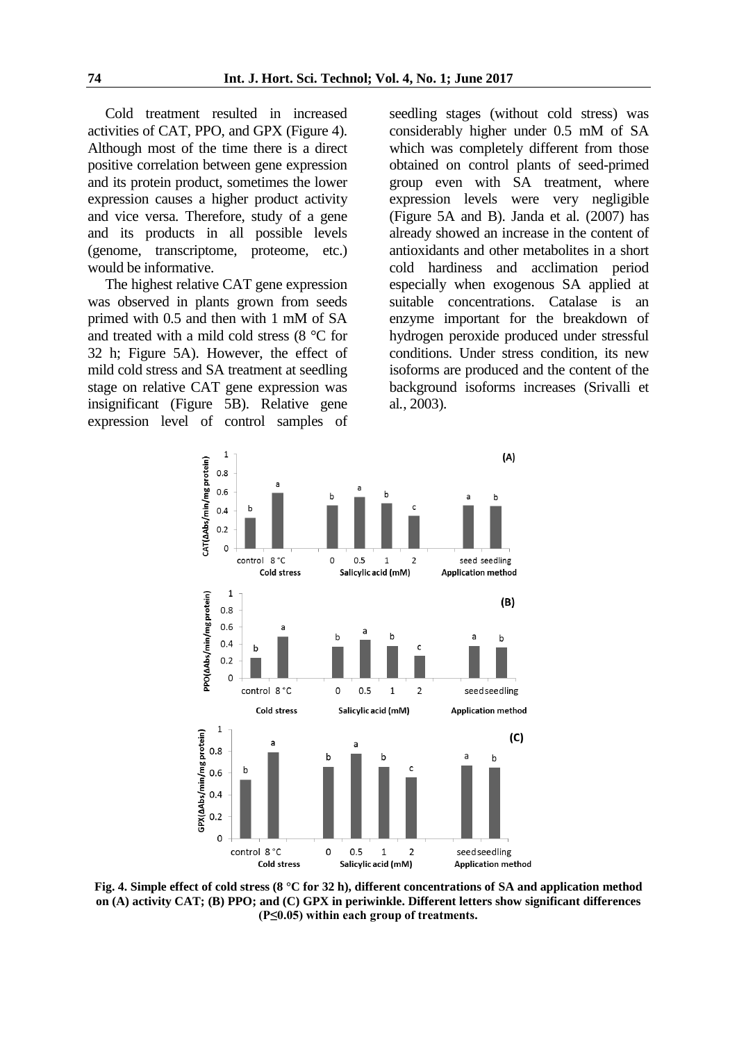Cold treatment resulted in increased activities of CAT, PPO, and GPX (Figure 4). Although most of the time there is a direct positive correlation between gene expression and its protein product, sometimes the lower expression causes a higher product activity and vice versa. Therefore, study of a gene and its products in all possible levels (genome, transcriptome, proteome, etc.) would be informative.

The highest relative CAT gene expression was observed in plants grown from seeds primed with 0.5 and then with 1 mM of SA and treated with a mild cold stress (8 °C for 32 h; Figure 5A). However, the effect of mild cold stress and SA treatment at seedling stage on relative CAT gene expression was insignificant (Figure 5B). Relative gene expression level of control samples of seedling stages (without cold stress) was considerably higher under 0.5 mM of SA which was completely different from those obtained on control plants of seed-primed group even with SA treatment, where expression levels were very negligible (Figure 5A and B). Janda et al. (2007) has already showed an increase in the content of antioxidants and other metabolites in a short cold hardiness and acclimation period especially when exogenous SA applied at suitable concentrations. Catalase is an enzyme important for the breakdown of hydrogen peroxide produced under stressful conditions. Under stress condition, its new isoforms are produced and the content of the background isoforms increases (Srivalli et al., 2003).

**Fig. 4. Simple effect of cold stress (8 °C for 32 h), different concentrations of SA and application method on (A) activity CAT; (B) PPO; and (C) GPX in periwinkle. Different letters show significant differences (P≤0.05) within each group of treatments.**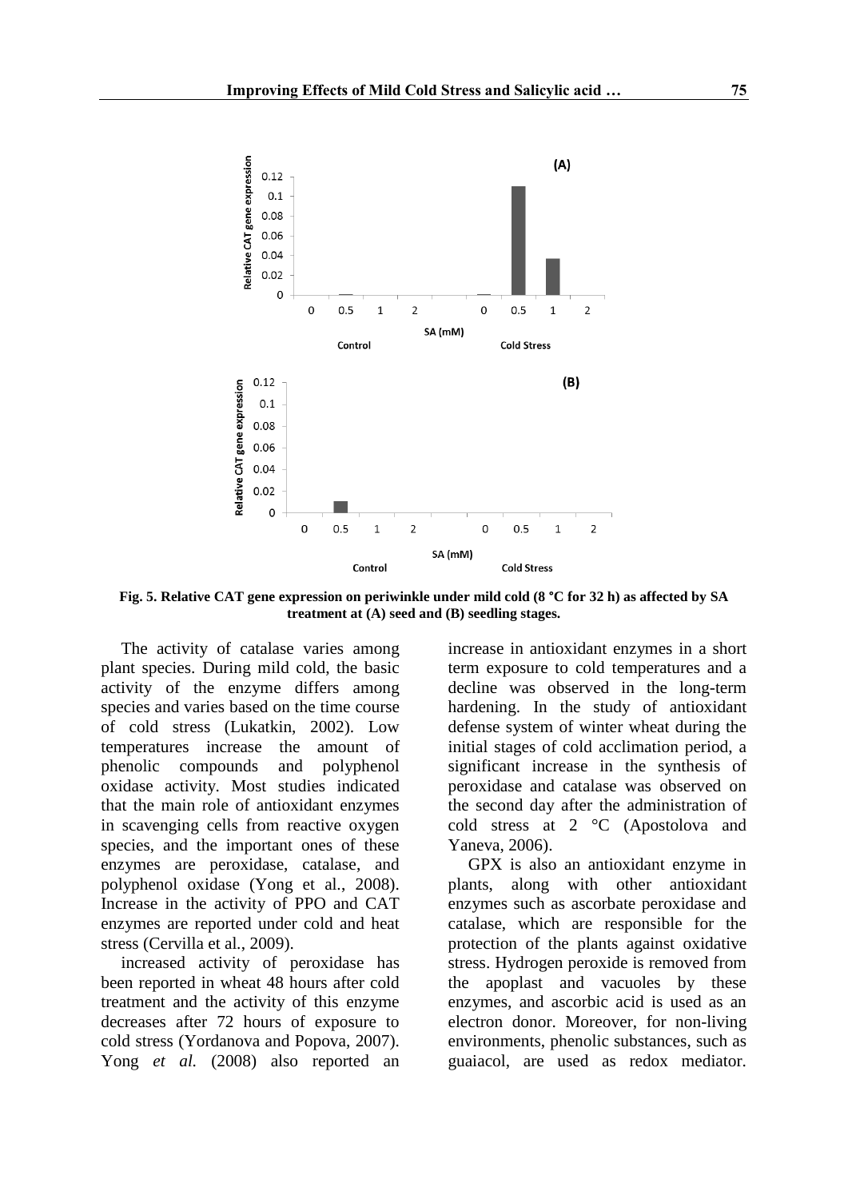**Fig. 5. Relative CAT gene expression on periwinkle under mild cold (8 °C for 32 h) as affected by SA treatment at (A) seed and (B) seedling stages.**

The activity of catalase varies among plant species. During mild cold, the basic activity of the enzyme differs among species and varies based on the time course of cold stress (Lukatkin, 2002). Low temperatures increase the amount of phenolic compounds and polyphenol oxidase activity. Most studies indicated that the main role of antioxidant enzymes in scavenging cells from reactive oxygen species, and the important ones of these enzymes are peroxidase, catalase, and polyphenol oxidase (Yong et al., 2008). Increase in the activity of PPO and CAT enzymes are reported under cold and heat stress (Cervilla et al., 2009).

increased activity of peroxidase has been reported in wheat 48 hours after cold treatment and the activity of this enzyme decreases after 72 hours of exposure to cold stress (Yordanova and Popova, 2007). Yong *et al.* (2008) also reported an increase in antioxidant enzymes in a short term exposure to cold temperatures and a decline was observed in the long-term hardening. In the study of antioxidant defense system of winter wheat during the initial stages of cold acclimation period, a significant increase in the synthesis of peroxidase and catalase was observed on the second day after the administration of cold stress at 2 °C (Apostolova and Yaneva, 2006).

GPX is also an antioxidant enzyme in plants, along with other antioxidant enzymes such as ascorbate peroxidase and catalase, which are responsible for the protection of the plants against oxidative stress. Hydrogen peroxide is removed from the apoplast and vacuoles by these enzymes, and ascorbic acid is used as an electron donor. Moreover, for non-living environments, phenolic substances, such as guaiacol, are used as redox mediator.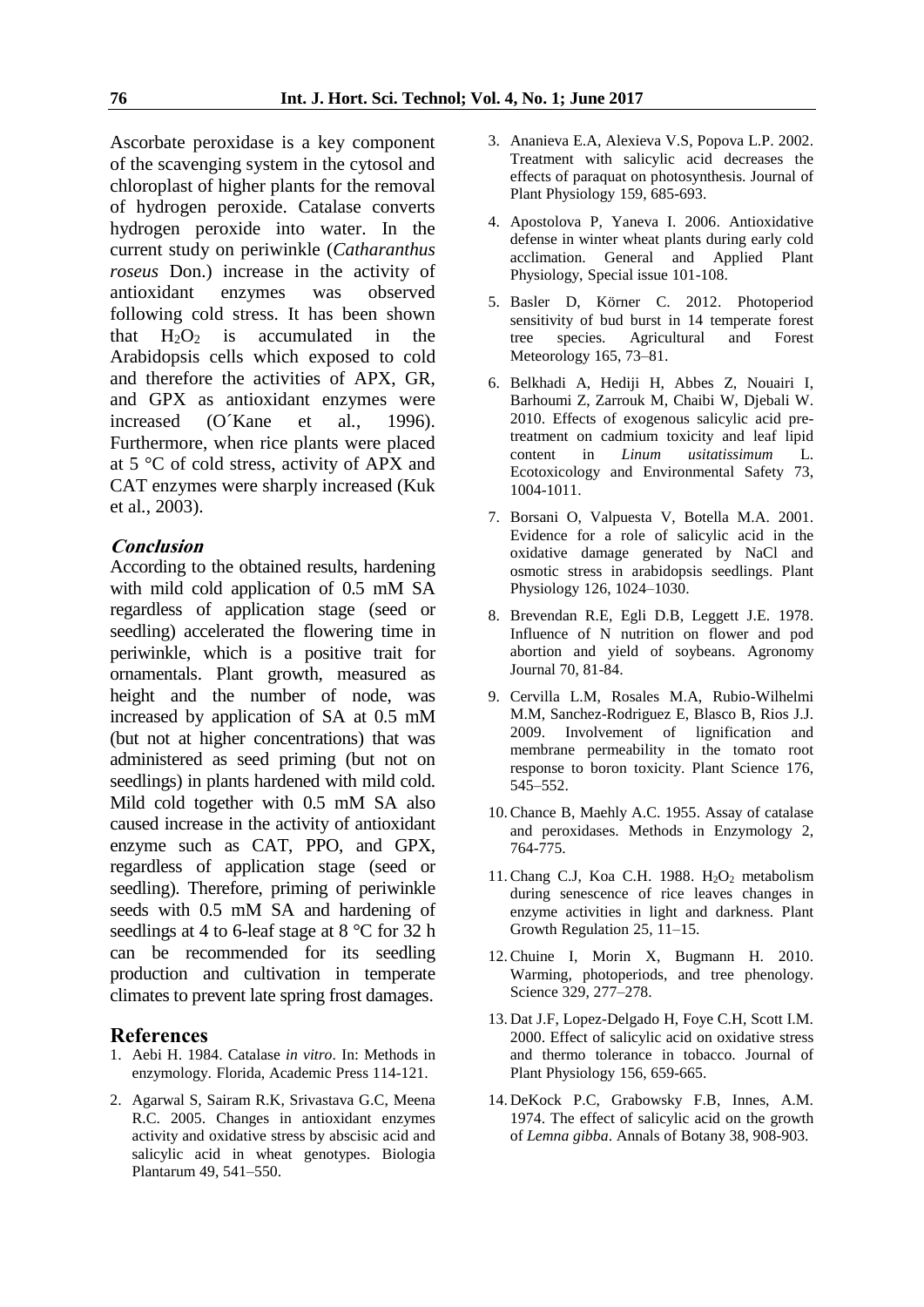Ascorbate peroxidase is a key component of the scavenging system in the cytosol and chloroplast of higher plants for the removal of hydrogen peroxide. Catalase converts hydrogen peroxide into water. In the current study on periwinkle (*Catharanthus roseus* Don.) increase in the activity of antioxidant enzymes was observed following cold stress. It has been shown that $H_2O_2$ is accumulated in the Arabidopsis cells which exposed to cold and therefore the activities of APX, GR, and GPX as antioxidant enzymes were increased (O´Kane et al., 1996). Furthermore, when rice plants were placed at 5 °C of cold stress, activity of APX and CAT enzymes were sharply increased (Kuk et al., 2003).

### Conclusion

According to the obtained results, hardening with mild cold application of 0.5 mM SA regardless of application stage (seed or seedling) accelerated the flowering time in periwinkle, which is a positive trait for ornamentals. Plant growth, measured as height and the number of node, was increased by application of SA at 0.5 mM (but not at higher concentrations) that was administered as seed priming (but not on seedlings) in plants hardened with mild cold. Mild cold together with 0.5 mM SA also caused increase in the activity of antioxidant enzyme such as CAT, PPO, and GPX, regardless of application stage (seed or seedling). Therefore, priming of periwinkle seeds with 0.5 mM SA and hardening of seedlings at 4 to 6-leaf stage at 8 °C for 32 h can be recommended for its seedling production and cultivation in temperate climates to prevent late spring frost damages.

## References

1. Aebi H. 1984. Catalase *in vitro*. In: Methods in enzymology. Florida, Academic Press 114-121.
2. Agarwal S, Sairam R.K, Srivastava G.C, Meena R.C. 2005. Changes in antioxidant enzymes activity and oxidative stress by abscisic acid and salicylic acid in wheat genotypes. Biologia Plantarum 49, 541–550.
3. Ananieva E.A, Alexieva V.S, Popova L.P. 2002. Treatment with salicylic acid decreases the effects of paraquat on photosynthesis. Journal of Plant Physiology 159, 685-693.
4. Apostolova P, Yaneva I. 2006. Antioxidative defense in winter wheat plants during early cold acclimation. General and Applied Plant Physiology, Special issue 101-108.
5. Basler D, Körner C. 2012. Photoperiod sensitivity of bud burst in 14 temperate forest tree species. Agricultural and Forest Meteorology 165, 73–81.
6. Belkhadi A, Hediji H, Abbes Z, Nouairi I, Barhoumi Z, Zarrouk M, Chaibi W, Djebali W. 2010. Effects of exogenous salicylic acid pre-treatment on cadmium toxicity and leaf lipid content in *Linum usitatissimum* L. Ecotoxicology and Environmental Safety 73, 1004-1011.
7. Borsani O, Valpuesta V, Botella M.A. 2001. Evidence for a role of salicylic acid in the oxidative damage generated by NaCl and osmotic stress in arabidopsis seedlings. Plant Physiology 126, 1024–1030.
8. Brevendan R.E, Egli D.B, Leggett J.E. 1978. Influence of N nutrition on flower and pod abortion and yield of soybeans. Agronomy Journal 70, 81-84.
9. Cervilla L.M, Rosales M.A, Rubio-Wilhelmi M.M, Sanchez-Rodriguez E, Blasco B, Rios J.J. 2009. Involvement of lignification and membrane permeability in the tomato root response to boron toxicity. Plant Science 176, 545–552.
10. Chance B, Maehly A.C. 1955. Assay of catalase and peroxidases. Methods in Enzymology 2, 764-775.
11. Chang C.J, Koa C.H. 1988. $H_2O_2$ metabolism during senescence of rice leaves changes in enzyme activities in light and darkness. Plant Growth Regulation 25, 11–15.
12. Chuine I, Morin X, Bugmann H. 2010. Warming, photoperiods, and tree phenology. Science 329, 277–278.
13. Dat J.F, Lopez-Delgado H, Foye C.H, Scott I.M. 2000. Effect of salicylic acid on oxidative stress and thermo tolerance in tobacco. Journal of Plant Physiology 156, 659-665.
14. DeKock P.C, Grabowsky F.B, Innes, A.M. 1974. The effect of salicylic acid on the growth of *Lemna gibba*. Annals of Botany 38, 908-903.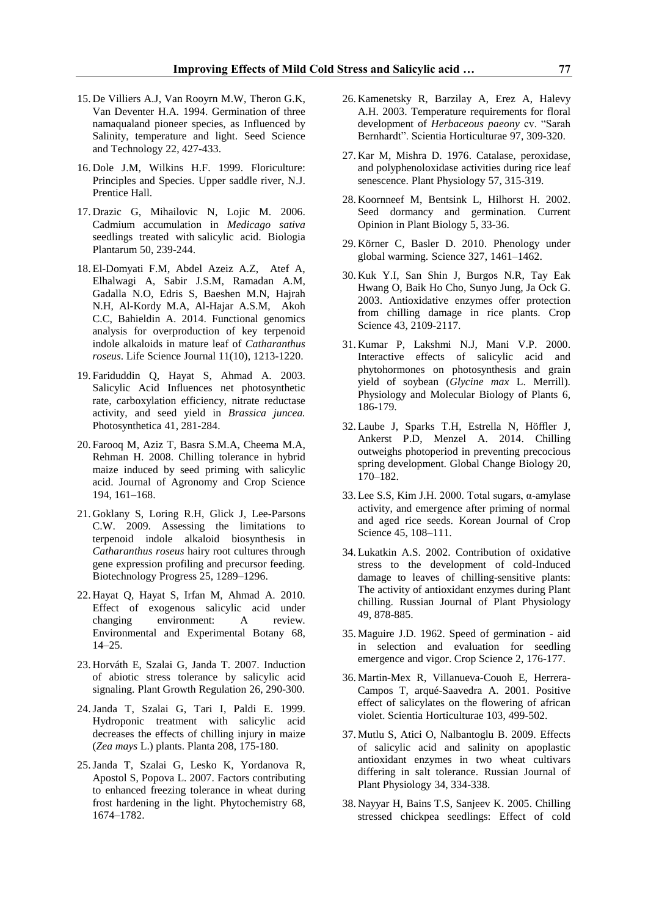15. De Villiers A.J, Van Rooyrn M.W, Theron G.K, Van Deventer H.A. 1994. Germination of three namaqualand pioneer species, as Influenced by Salinity, temperature and light. Seed Science and Technology 22, 427-433.

16. Dole J.M, Wilkins H.F. 1999. Floriculture: Principles and Species. Upper saddle river, N.J. Prentice Hall.

17. Drazic G, Mihailovic N, Lojic M. 2006. Cadmium accumulation in *Medicago sativa* seedlings treated with salicylic acid. Biologia Plantarum 50, 239-244.

18. El-Domyati F.M, Abdel Azeiz A.Z, Atef A, Elhalwagi A, Sabir J.S.M, Ramadan A.M, Gadalla N.O, Edris S, Baeshen M.N, Hajrah N.H, Al-Kordy M.A, Al-Hajar A.S.M, Akoh C.C, Bahieldin A. 2014. Functional genomics analysis for overproduction of key terpenoid indole alkaloids in mature leaf of *Catharanthus roseus*. Life Science Journal 11(10), 1213-1220.

19. Fariduddin Q, Hayat S, Ahmad A. 2003. Salicylic Acid Influences net photosynthetic rate, carboxylation efficiency, nitrate reductase activity, and seed yield in *Brassica juncea.* Photosynthetica 41, 281-284.

20. Farooq M, Aziz T, Basra S.M.A, Cheema M.A, Rehman H. 2008. Chilling tolerance in hybrid maize induced by seed priming with salicylic acid. Journal of Agronomy and Crop Science 194, 161–168.

21. Goklany S, Loring R.H, Glick J, Lee-Parsons C.W. 2009. Assessing the limitations to terpenoid indole alkaloid biosynthesis in *Catharanthus roseus* hairy root cultures through gene expression profiling and precursor feeding. Biotechnology Progress 25, 1289–1296.

22. Hayat Q, Hayat S, Irfan M, Ahmad A. 2010. Effect of exogenous salicylic acid under changing environment: A review. Environmental and Experimental Botany 68, 14–25.

23. Horváth E, Szalai G, Janda T. 2007. Induction of abiotic stress tolerance by salicylic acid signaling. Plant Growth Regulation 26, 290-300.

24. Janda T, Szalai G, Tari I, Paldi E. 1999. Hydroponic treatment with salicylic acid decreases the effects of chilling injury in maize (*Zea mays* L.) plants. Planta 208, 175-180.

25. Janda T, Szalai G, Lesko K, Yordanova R, Apostol S, Popova L. 2007. Factors contributing to enhanced freezing tolerance in wheat during frost hardening in the light. Phytochemistry 68, 1674–1782.

26. Kamenetsky R, Barzilay A, Erez A, Halevy A.H. 2003. Temperature requirements for floral development of *Herbaceous paeony* cv. "Sarah Bernhardt". Scientia Horticulturae 97, 309-320.

27. Kar M, Mishra D. 1976. Catalase, peroxidase, and polyphenoloxidase activities during rice leaf senescence. Plant Physiology 57, 315-319.

28. Koornneef M, Bentsink L, Hilhorst H. 2002. Seed dormancy and germination. Current Opinion in Plant Biology 5, 33-36.

29. Körner C, Basler D. 2010. Phenology under global warming. Science 327, 1461–1462.

30. Kuk Y.I, San Shin J, Burgos N.R, Tay Eak Hwang O, Baik Ho Cho, Sunyo Jung, Ja Ock G. 2003. Antioxidative enzymes offer protection from chilling damage in rice plants. Crop Science 43, 2109-2117.

31. Kumar P, Lakshmi N.J, Mani V.P. 2000. Interactive effects of salicylic acid and phytohormones on photosynthesis and grain yield of soybean (*Glycine max* L. Merrill). Physiology and Molecular Biology of Plants 6, 186-179.

32. Laube J, Sparks T.H, Estrella N, Höffler J, Ankerst P.D, Menzel A. 2014. Chilling outweighs photoperiod in preventing precocious spring development. Global Change Biology 20, 170–182.

33. Lee S.S, Kim J.H. 2000. Total sugars, α-amylase activity, and emergence after priming of normal and aged rice seeds. Korean Journal of Crop Science 45, 108–111.

34. Lukatkin A.S. 2002. Contribution of oxidative stress to the development of cold-Induced damage to leaves of chilling-sensitive plants: The activity of antioxidant enzymes during Plant chilling. Russian Journal of Plant Physiology 49, 878-885.

35. Maguire J.D. 1962. Speed of germination - aid in selection and evaluation for seedling emergence and vigor. Crop Science 2, 176-177.

36. Martin-Mex R, Villanueva-Couoh E, Herrera-Campos T, arqué-Saavedra A. 2001. Positive effect of salicylates on the flowering of african violet. Scientia Horticulturae 103, 499-502.

37. Mutlu S, Atici O, Nalbantoglu B. 2009. Effects of salicylic acid and salinity on apoplastic antioxidant enzymes in two wheat cultivars differing in salt tolerance. Russian Journal of Plant Physiology 34, 334-338.

38. Nayyar H, Bains T.S, Sanjeev K. 2005. Chilling stressed chickpea seedlings: Effect of cold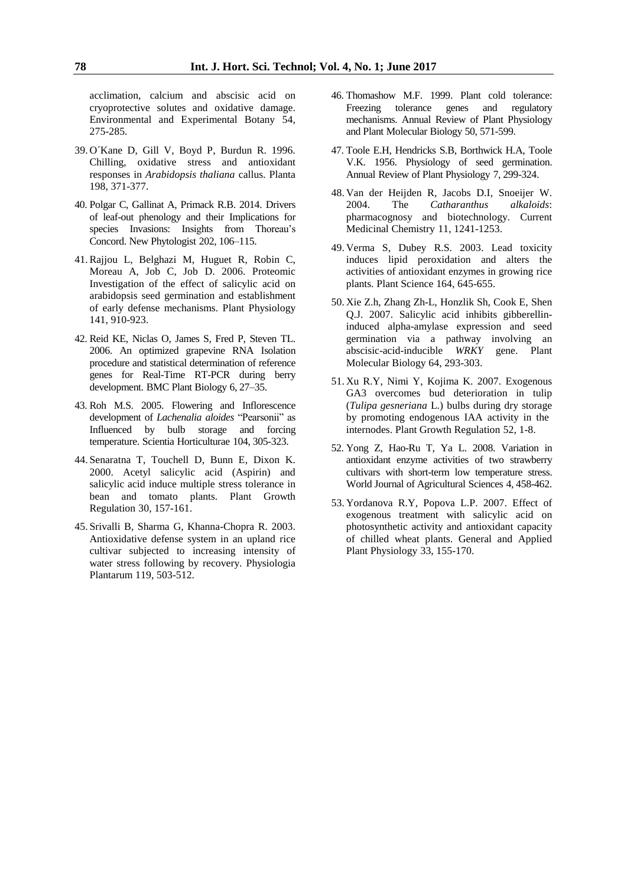acclimation, calcium and abscisic acid on cryoprotective solutes and oxidative damage. Environmental and Experimental Botany 54, 275-285.

39. O´Kane D, Gill V, Boyd P, Burdun R. 1996. Chilling, oxidative stress and antioxidant responses in *Arabidopsis thaliana* callus. Planta 198, 371-377.

40. Polgar C, Gallinat A, Primack R.B. 2014. Drivers of leaf-out phenology and their Implications for species Invasions: Insights from Thoreau's Concord. New Phytologist 202, 106–115.

41. Rajjou L, Belghazi M, Huguet R, Robin C, Moreau A, Job C, Job D. 2006. Proteomic Investigation of the effect of salicylic acid on arabidopsis seed germination and establishment of early defense mechanisms. Plant Physiology 141, 910-923.

42. Reid KE, Niclas O, James S, Fred P, Steven TL. 2006. An optimized grapevine RNA Isolation procedure and statistical determination of reference genes for Real-Time RT-PCR during berry development. BMC Plant Biology 6, 27–35.

43. Roh M.S. 2005. Flowering and Inflorescence development of *Lachenalia aloides* "Pearsonii" as Influenced by bulb storage and forcing temperature. Scientia Horticulturae 104, 305-323.

44. Senaratna T, Touchell D, Bunn E, Dixon K. 2000. Acetyl salicylic acid (Aspirin) and salicylic acid induce multiple stress tolerance in bean and tomato plants. Plant Growth Regulation 30, 157-161.

45. Srivalli B, Sharma G, Khanna-Chopra R. 2003. Antioxidative defense system in an upland rice cultivar subjected to increasing intensity of water stress following by recovery. Physiologia Plantarum 119, 503-512.

46. Thomashow M.F. 1999. Plant cold tolerance: Freezing tolerance genes and regulatory mechanisms. Annual Review of Plant Physiology and Plant Molecular Biology 50, 571-599.

47. Toole E.H, Hendricks S.B, Borthwick H.A, Toole V.K. 1956. Physiology of seed germination. Annual Review of Plant Physiology 7, 299-324.

48. Van der Heijden R, Jacobs D.I, Snoeijer W. 2004. The *Catharanthus alkaloids*: pharmacognosy and biotechnology. Current Medicinal Chemistry 11, 1241-1253.

49. Verma S, Dubey R.S. 2003. Lead toxicity induces lipid peroxidation and alters the activities of antioxidant enzymes in growing rice plants. Plant Science 164, 645-655.

50. Xie Z.h, Zhang Zh-L, Honzlik Sh, Cook E, Shen Q.J. 2007. Salicylic acid inhibits gibberellin-induced alpha-amylase expression and seed germination via a pathway involving an abscisic-acid-inducible *WRKY* gene. Plant Molecular Biology 64, 293-303.

51. Xu R.Y, Nimi Y, Kojima K. 2007. Exogenous GA3 overcomes bud deterioration in tulip (*Tulipa gesneriana* L.) bulbs during dry storage by promoting endogenous IAA activity in the internodes. Plant Growth Regulation 52, 1-8.

52. Yong Z, Hao-Ru T, Ya L. 2008. Variation in antioxidant enzyme activities of two strawberry cultivars with short-term low temperature stress. World Journal of Agricultural Sciences 4, 458-462.

53. Yordanova R.Y, Popova L.P. 2007. Effect of exogenous treatment with salicylic acid on photosynthetic activity and antioxidant capacity of chilled wheat plants. General and Applied Plant Physiology 33, 155-170.